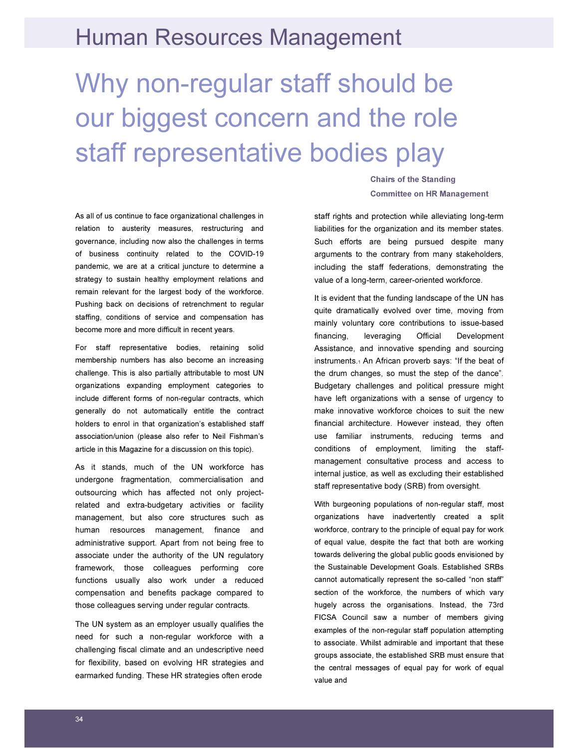# Why non-regular staff should be our biggest concern and the role staff representative bodies play

**Chairs of the Standing Committee on HR Management**

As all of us continue to face organizational challenges in relation to austerity measures, restructuring and governance, including now also the challenges in terms of business continuity related to the COVID-19 pandemic, we are at a critical juncture to determine a strategy to sustain healthy employment relations and remain relevant for the largest body of the workforce. Pushing back on decisions of retrenchment to regular staffing, conditions of service and compensation has become more and more difficult in recent years.

For staff representative bodies, retaining solid membership numbers has also become an increasing challenge. This is also partially attributable to most UN organizations expanding employment categories to include different forms of non-regular contracts, which generally do not automatically entitle the contract holders to enrol in that organization's established staff association/union (please also refer to Neil Fishman's article in this Magazine for a discussion on this topic).

As it stands, much of the UN workforce has undergone fragmentation, commercialisation and outsourcing which has affected not only project-related and extra-budgetary activities or facility management, but also core structures such as human resources management, finance and administrative support. Apart from not being free to associate under the authority of the UN regulatory framework, those colleagues performing core functions usually also work under a reduced compensation and benefits package compared to those colleagues serving under regular contracts.

The UN system as an employer usually qualifies the need for such a non-regular workforce with a challenging fiscal climate and an undescriptive need for flexibility, based on evolving HR strategies and earmarked funding. These HR strategies often erode staff rights and protection while alleviating long-term liabilities for the organization and its member states. Such efforts are being pursued despite many arguments to the contrary from many stakeholders, including the staff federations, demonstrating the value of a long-term, career-oriented workforce.

It is evident that the funding landscape of the UN has quite dramatically evolved over time, moving from mainly voluntary core contributions to issue-based financing, leveraging Official Development Assistance, and innovative spending and sourcing instruments.[1] An African proverb says: "If the beat of the drum changes, so must the step of the dance". Budgetary challenges and political pressure might have left organizations with a sense of urgency to make innovative workforce choices to suit the new financial architecture. However instead, they often use familiar instruments, reducing terms and conditions of employment, limiting the staff-management consultative process and access to internal justice, as well as excluding their established staff representative body (SRB) from oversight.

With burgeoning populations of non-regular staff, most organizations have inadvertently created a split workforce, contrary to the principle of equal pay for work of equal value, despite the fact that both are working towards delivering the global public goods envisioned by the Sustainable Development Goals. Established SRBs cannot automatically represent the so-called "non staff" section of the workforce, the numbers of which vary hugely across the organisations. Instead, the 73rd FICSA Council saw a number of members giving examples of the non-regular staff population attempting to associate. Whilst admirable and important that these groups associate, the established SRB must ensure that the central messages of equal pay for work of equal value and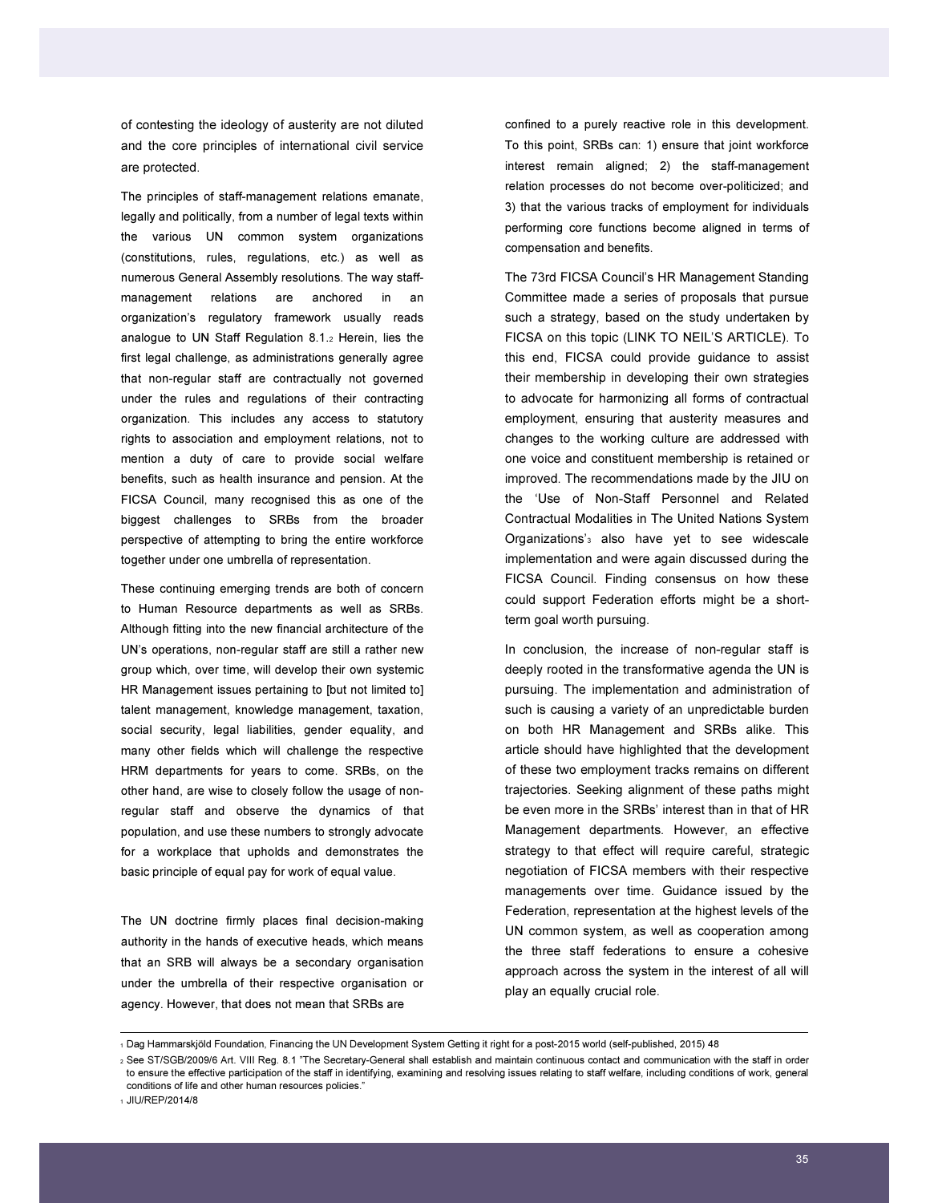of contesting the ideology of austerity are not diluted and the core principles of international civil service are protected.

The principles of staff-management relations emanate, legally and politically, from a number of legal texts within the various UN common system organizations (constitutions, rules, regulations, etc.) as well as numerous General Assembly resolutions. The way staff-management relations are anchored in an organization's regulatory framework usually reads analogue to UN Staff Regulation 8.1.[2] Herein, lies the first legal challenge, as administrations generally agree that non-regular staff are contractually not governed under the rules and regulations of their contracting organization. This includes any access to statutory rights to association and employment relations, not to mention a duty of care to provide social welfare benefits, such as health insurance and pension. At the FICSA Council, many recognised this as one of the biggest challenges to SRBs from the broader perspective of attempting to bring the entire workforce together under one umbrella of representation.

These continuing emerging trends are both of concern to Human Resource departments as well as SRBs. Although fitting into the new financial architecture of the UN's operations, non-regular staff are still a rather new group which, over time, will develop their own systemic HR Management issues pertaining to [but not limited to] talent management, knowledge management, taxation, social security, legal liabilities, gender equality, and many other fields which will challenge the respective HRM departments for years to come. SRBs, on the other hand, are wise to closely follow the usage of non-regular staff and observe the dynamics of that population, and use these numbers to strongly advocate for a workplace that upholds and demonstrates the basic principle of equal pay for work of equal value.

The UN doctrine firmly places final decision-making authority in the hands of executive heads, which means that an SRB will always be a secondary organisation under the umbrella of their respective organisation or agency. However, that does not mean that SRBs are confined to a purely reactive role in this development. To this point, SRBs can: 1) ensure that joint workforce interest remain aligned; 2) the staff-management relation processes do not become over-politicized; and 3) that the various tracks of employment for individuals performing core functions become aligned in terms of compensation and benefits.

The 73rd FICSA Council's HR Management Standing Committee made a series of proposals that pursue such a strategy, based on the study undertaken by FICSA on this topic (LINK TO NEIL'S ARTICLE). To this end, FICSA could provide guidance to assist their membership in developing their own strategies to advocate for harmonizing all forms of contractual employment, ensuring that austerity measures and changes to the working culture are addressed with one voice and constituent membership is retained or improved. The recommendations made by the JIU on the 'Use of Non-Staff Personnel and Related Contractual Modalities in The United Nations System Organizations'[3] also have yet to see widescale implementation and were again discussed during the FICSA Council. Finding consensus on how these could support Federation efforts might be a short-term goal worth pursuing.

In conclusion, the increase of non-regular staff is deeply rooted in the transformative agenda the UN is pursuing. The implementation and administration of such is causing a variety of an unpredictable burden on both HR Management and SRBs alike. This article should have highlighted that the development of these two employment tracks remains on different trajectories. Seeking alignment of these paths might be even more in the SRBs' interest than in that of HR Management departments. However, an effective strategy to that effect will require careful, strategic negotiation of FICSA members with their respective managements over time. Guidance issued by the Federation, representation at the highest levels of the UN common system, as well as cooperation among the three staff federations to ensure a cohesive approach across the system in the interest of all will play an equally crucial role.

---

[1] Dag Hammarskjöld Foundation, Financing the UN Development System Getting it right for a post-2015 world (self-published, 2015) 48

[2] See ST/SGB/2009/6 Art. VIII Reg. 8.1 "The Secretary-General shall establish and maintain continuous contact and communication with the staff in order to ensure the effective participation of the staff in identifying, examining and resolving issues relating to staff welfare, including conditions of work, general conditions of life and other human resources policies."

[1] JIU/REP/2014/8